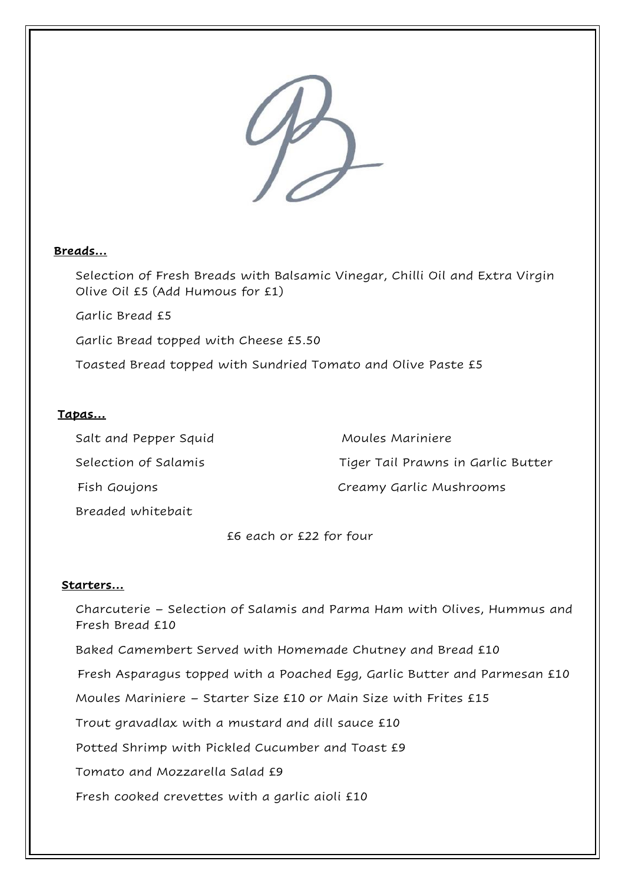**Breads…**

Selection of Fresh Breads with Balsamic Vinegar, Chilli Oil and Extra Virgin Olive Oil £5 (Add Humous for £1)

Garlic Bread £5

Garlic Bread topped with Cheese £5.50

Toasted Bread topped with Sundried Tomato and Olive Paste £5

**Tapas…**

Salt and Pepper Squid

Selection of Salamis

Fish Goujons

Breaded whitebait

Moules Mariniere

Tiger Tail Prawns in Garlic Butter

Creamy Garlic Mushrooms

£6 each or £22 for four

**Starters…**

Charcuterie – Selection of Salamis and Parma Ham with Olives, Hummus and Fresh Bread £10

Baked Camembert Served with Homemade Chutney and Bread £10

Fresh Asparagus topped with a Poached Egg, Garlic Butter and Parmesan £10

Moules Mariniere – Starter Size £10 or Main Size with Frites £15

Trout gravadlax with a mustard and dill sauce £10

Potted Shrimp with Pickled Cucumber and Toast £9

Tomato and Mozzarella Salad £9

Fresh cooked crevettes with a garlic aioli £10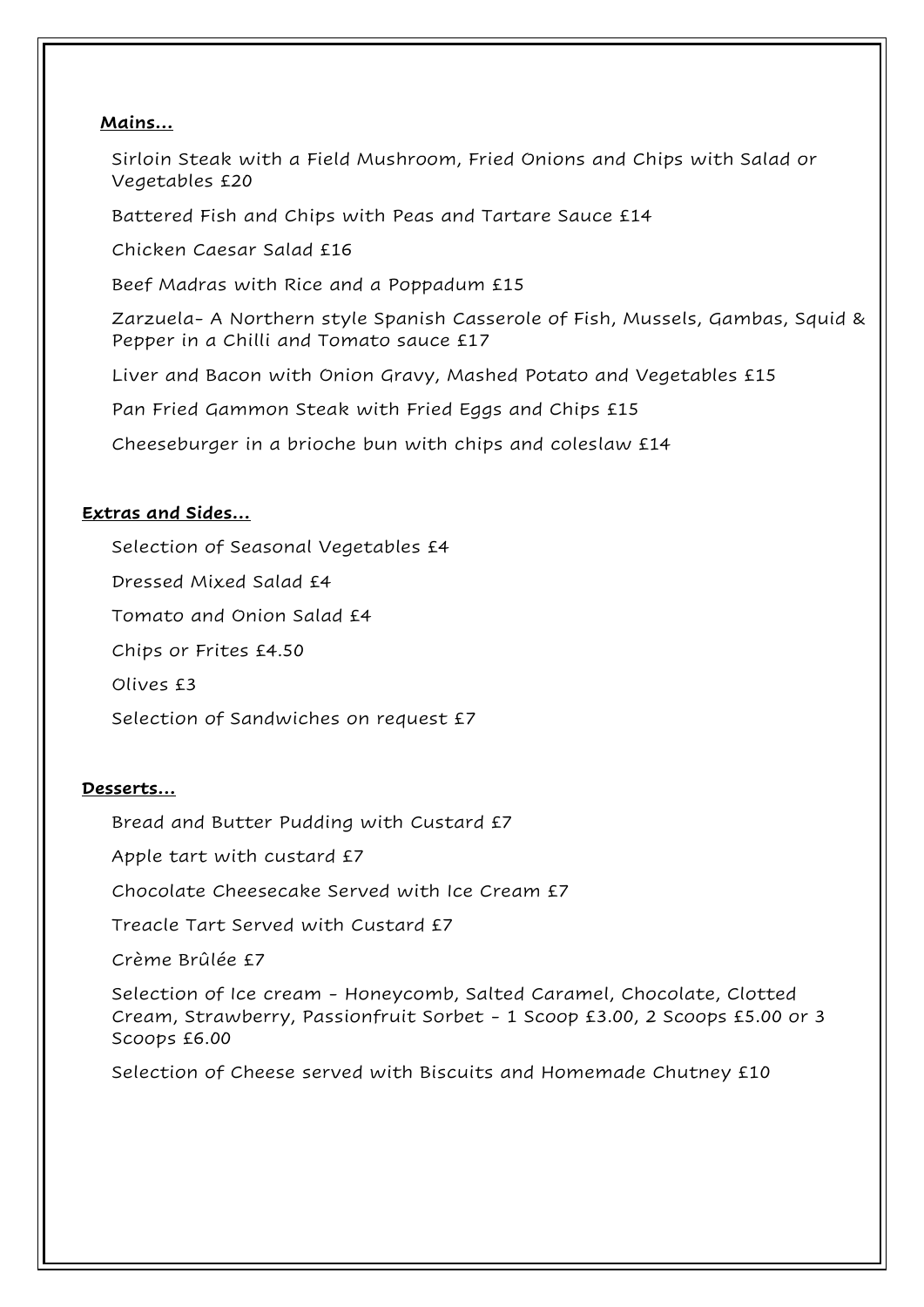## Mains...

Sirloin Steak with a Field Mushroom, Fried Onions and Chips with Salad or Vegetables £20

Battered Fish and Chips with Peas and Tartare Sauce £14

Chicken Caesar Salad £16

Beef Madras with Rice and a Poppadum £15

Zarzuela- A Northern style Spanish Casserole of Fish, Mussels, Gambas, Squid & Pepper in a Chilli and Tomato sauce £17

Liver and Bacon with Onion Gravy, Mashed Potato and Vegetables £15

Pan Fried Gammon Steak with Fried Eggs and Chips £15

Cheeseburger in a brioche bun with chips and coleslaw £14

## Extras and Sides...

Selection of Seasonal Vegetables £4

Dressed Mixed Salad £4

Tomato and Onion Salad £4

Chips or Frites £4.50

Olives £3

Selection of Sandwiches on request £7

## Desserts...

Bread and Butter Pudding with Custard £7

Apple tart with custard £7

Chocolate Cheesecake Served with Ice Cream £7

Treacle Tart Served with Custard £7

Crème Brûlée £7

Selection of Ice cream - Honeycomb, Salted Caramel, Chocolate, Clotted Cream, Strawberry, Passionfruit Sorbet - 1 Scoop £3.00, 2 Scoops £5.00 or 3 Scoops £6.00

Selection of Cheese served with Biscuits and Homemade Chutney £10